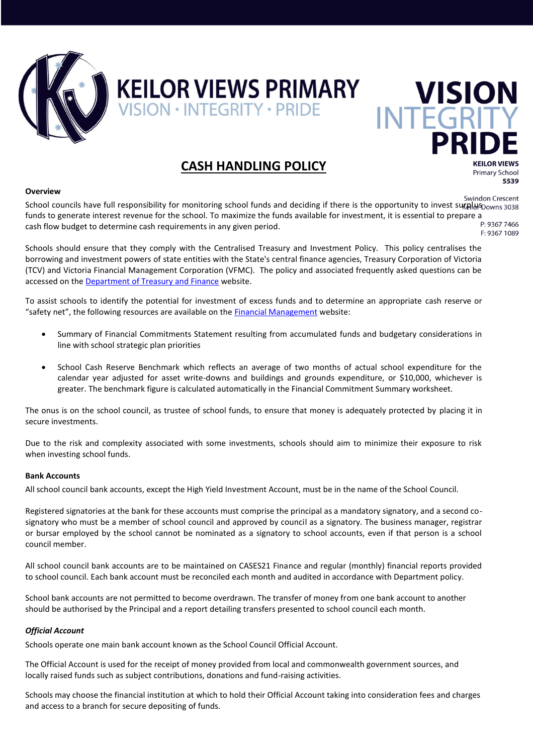# KEILOR VIEWS PRIMARY

VISION · INTEGRITY · PRIDE

VISION INTEGRITY PRIDE

**KEILOR VIEWS** Primary School **5539**

Swindon Crescent Keilor Downs 3038

P: 9367 7466

F: 9367 1089

## CASH HANDLING POLICY

**Overview**

School councils have full responsibility for monitoring school funds and deciding if there is the opportunity to invest surplus funds to generate interest revenue for the school. To maximize the funds available for investment, it is essential to prepare a cash flow budget to determine cash requirements in any given period.

Schools should ensure that they comply with the Centralised Treasury and Investment Policy. This policy centralises the borrowing and investment powers of state entities with the State's central finance agencies, Treasury Corporation of Victoria (TCV) and Victoria Financial Management Corporation (VFMC). The policy and associated frequently asked questions can be accessed on the Department of Treasury and Finance website.

To assist schools to identify the potential for investment of excess funds and to determine an appropriate cash reserve or "safety net", the following resources are available on the Financial Management website:

- Summary of Financial Commitments Statement resulting from accumulated funds and budgetary considerations in line with school strategic plan priorities
- School Cash Reserve Benchmark which reflects an average of two months of actual school expenditure for the calendar year adjusted for asset write-downs and buildings and grounds expenditure, or $10,000, whichever is greater. The benchmark figure is calculated automatically in the Financial Commitment Summary worksheet.

The onus is on the school council, as trustee of school funds, to ensure that money is adequately protected by placing it in secure investments.

Due to the risk and complexity associated with some investments, schools should aim to minimize their exposure to risk when investing school funds.

**Bank Accounts**

All school council bank accounts, except the High Yield Investment Account, must be in the name of the School Council.

Registered signatories at the bank for these accounts must comprise the principal as a mandatory signatory, and a second co-signatory who must be a member of school council and approved by council as a signatory. The business manager, registrar or bursar employed by the school cannot be nominated as a signatory to school accounts, even if that person is a school council member.

All school council bank accounts are to be maintained on CASES21 Finance and regular (monthly) financial reports provided to school council. Each bank account must be reconciled each month and audited in accordance with Department policy.

School bank accounts are not permitted to become overdrawn. The transfer of money from one bank account to another should be authorised by the Principal and a report detailing transfers presented to school council each month.

***Official Account***

Schools operate one main bank account known as the School Council Official Account.

The Official Account is used for the receipt of money provided from local and commonwealth government sources, and locally raised funds such as subject contributions, donations and fund-raising activities.

Schools may choose the financial institution at which to hold their Official Account taking into consideration fees and charges and access to a branch for secure depositing of funds.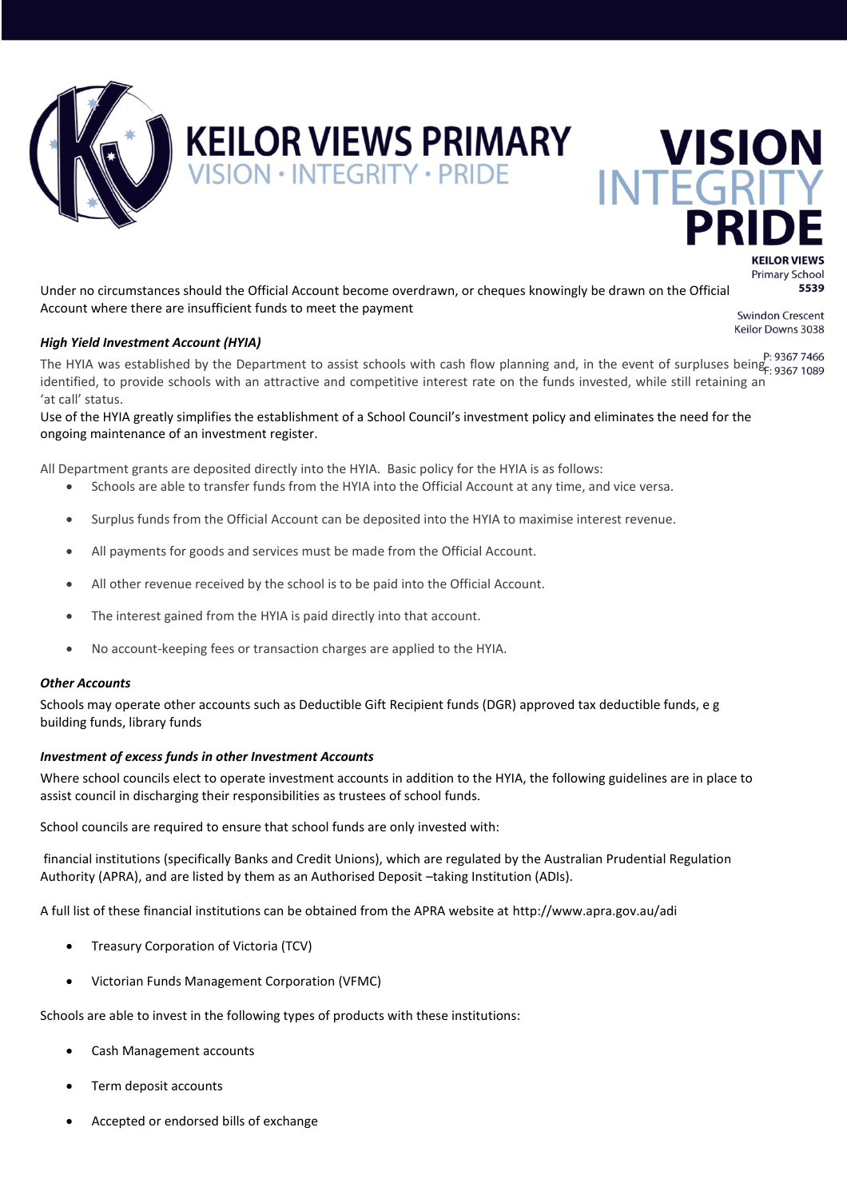Under no circumstances should the Official Account become overdrawn, or cheques knowingly be drawn on the Official Account where there are insufficient funds to meet the payment

***High Yield Investment Account (HYIA)***

The HYIA was established by the Department to assist schools with cash flow planning and, in the event of surpluses being identified, to provide schools with an attractive and competitive interest rate on the funds invested, while still retaining an 'at call' status.

Use of the HYIA greatly simplifies the establishment of a School Council's investment policy and eliminates the need for the ongoing maintenance of an investment register.

All Department grants are deposited directly into the HYIA. Basic policy for the HYIA is as follows:

- Schools are able to transfer funds from the HYIA into the Official Account at any time, and vice versa.
- Surplus funds from the Official Account can be deposited into the HYIA to maximise interest revenue.
- All payments for goods and services must be made from the Official Account.
- All other revenue received by the school is to be paid into the Official Account.
- The interest gained from the HYIA is paid directly into that account.
- No account-keeping fees or transaction charges are applied to the HYIA.

***Other Accounts***

Schools may operate other accounts such as Deductible Gift Recipient funds (DGR) approved tax deductible funds, e g building funds, library funds

***Investment of excess funds in other Investment Accounts***

Where school councils elect to operate investment accounts in addition to the HYIA, the following guidelines are in place to assist council in discharging their responsibilities as trustees of school funds.

School councils are required to ensure that school funds are only invested with:

financial institutions (specifically Banks and Credit Unions), which are regulated by the Australian Prudential Regulation Authority (APRA), and are listed by them as an Authorised Deposit –taking Institution (ADIs).

A full list of these financial institutions can be obtained from the APRA website at http://www.apra.gov.au/adi

- Treasury Corporation of Victoria (TCV)
- Victorian Funds Management Corporation (VFMC)

Schools are able to invest in the following types of products with these institutions:

- Cash Management accounts
- Term deposit accounts
- Accepted or endorsed bills of exchange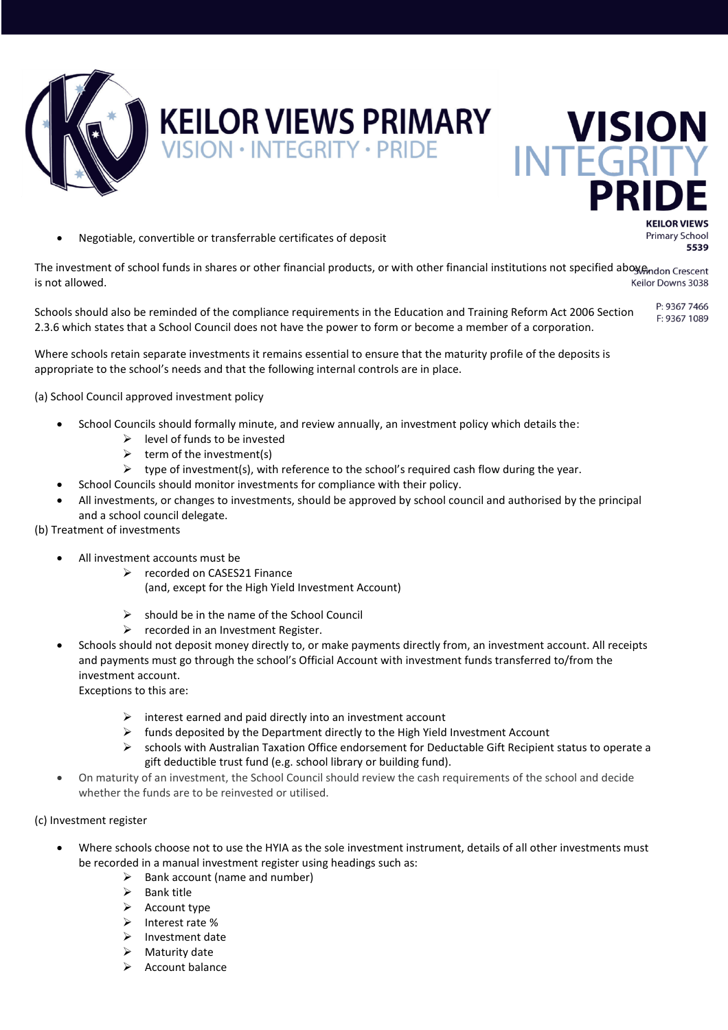- Negotiable, convertible or transferrable certificates of deposit

The investment of school funds in shares or other financial products, or with other financial institutions not specified above is not allowed.

Schools should also be reminded of the compliance requirements in the Education and Training Reform Act 2006 Section 2.3.6 which states that a School Council does not have the power to form or become a member of a corporation.

Where schools retain separate investments it remains essential to ensure that the maturity profile of the deposits is appropriate to the school's needs and that the following internal controls are in place.

(a) School Council approved investment policy

- School Councils should formally minute, and review annually, an investment policy which details the:
  - level of funds to be invested
  - term of the investment(s)
  - type of investment(s), with reference to the school's required cash flow during the year.
- School Councils should monitor investments for compliance with their policy.
- All investments, or changes to investments, should be approved by school council and authorised by the principal and a school council delegate.

(b) Treatment of investments

- All investment accounts must be
  - recorded on CASES21 Finance
    (and, except for the High Yield Investment Account)
  - should be in the name of the School Council
  - recorded in an Investment Register.
- Schools should not deposit money directly to, or make payments directly from, an investment account. All receipts and payments must go through the school's Official Account with investment funds transferred to/from the investment account.
  Exceptions to this are:
  - interest earned and paid directly into an investment account
  - funds deposited by the Department directly to the High Yield Investment Account
  - schools with Australian Taxation Office endorsement for Deductable Gift Recipient status to operate a gift deductible trust fund (e.g. school library or building fund).
- On maturity of an investment, the School Council should review the cash requirements of the school and decide whether the funds are to be reinvested or utilised.

(c) Investment register

- Where schools choose not to use the HYIA as the sole investment instrument, details of all other investments must be recorded in a manual investment register using headings such as:
  - Bank account (name and number)
  - Bank title
  - Account type
  - Interest rate %
  - Investment date
  - Maturity date
  - Account balance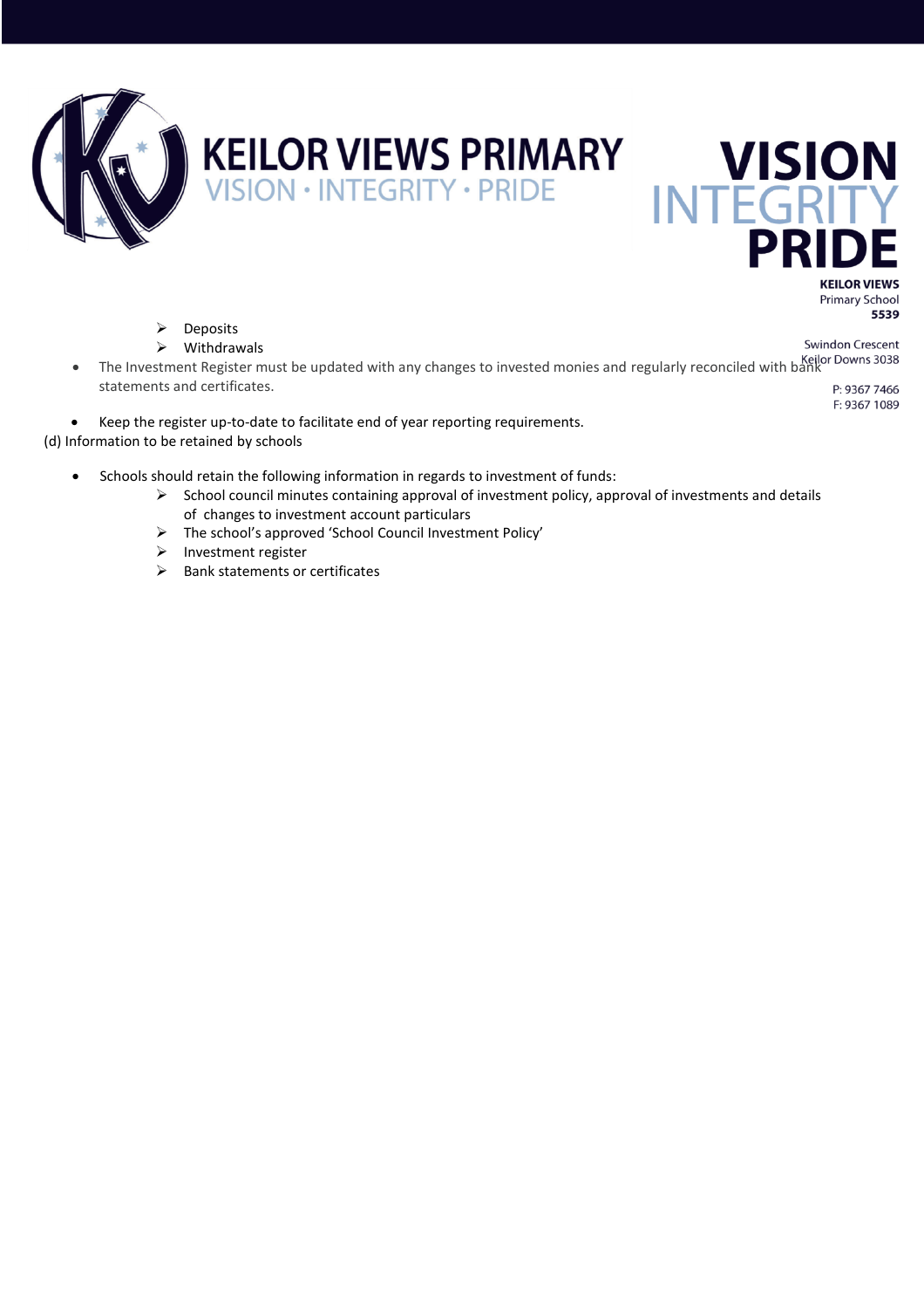- Deposits
- Withdrawals

- The Investment Register must be updated with any changes to invested monies and regularly reconciled with bank statements and certificates.

- Keep the register up-to-date to facilitate end of year reporting requirements.

(d) Information to be retained by schools

- Schools should retain the following information in regards to investment of funds:
  - School council minutes containing approval of investment policy, approval of investments and details of changes to investment account particulars
  - The school's approved 'School Council Investment Policy'
  - Investment register
  - Bank statements or certificates